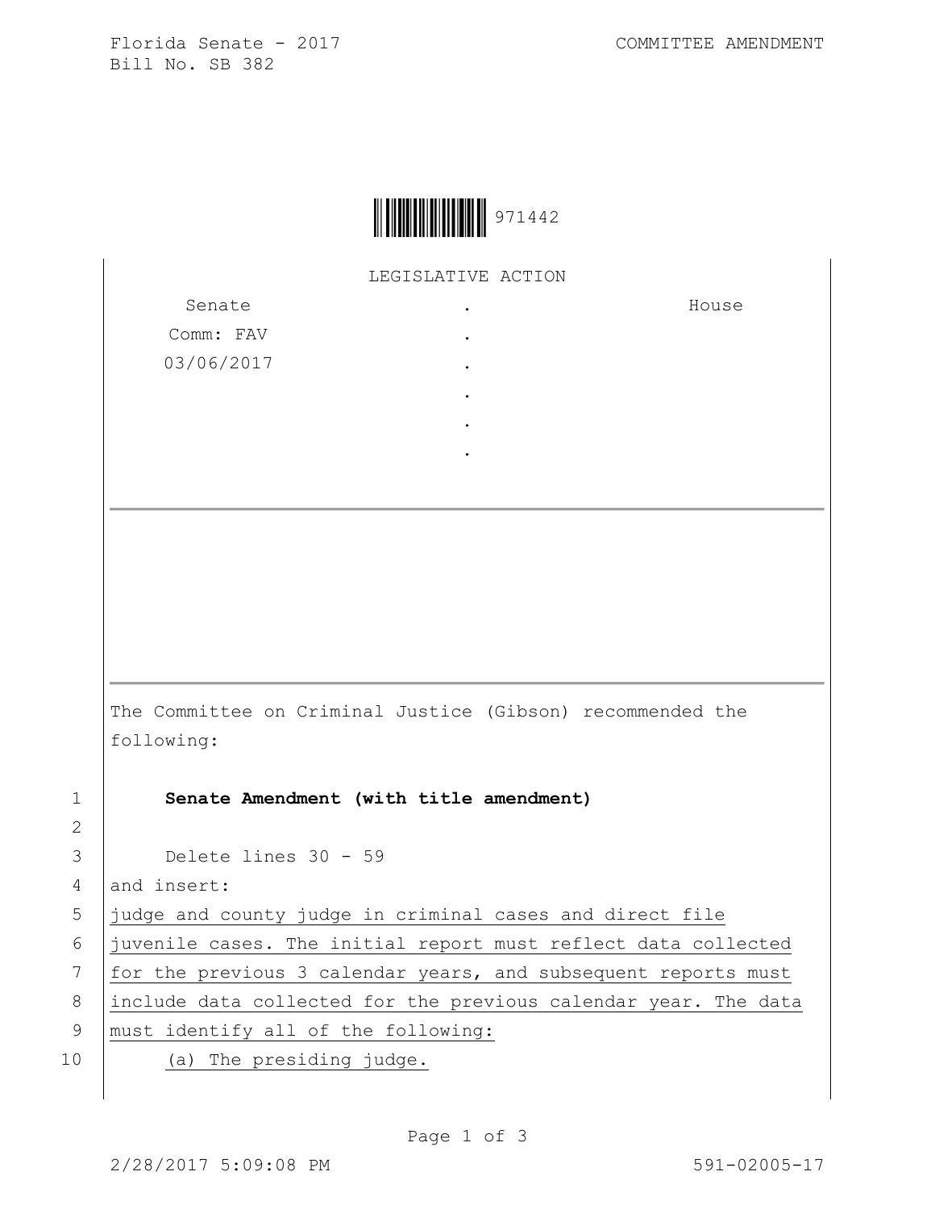Florida Senate - 2017
Bill No. SB 382

COMMITTEE AMENDMENT

971442

LEGISLATIVE ACTION

| Senate | . | House |
| --- | --- | --- |
| Comm: FAV | . | |
| 03/06/2017 | . | |
| | . | |
| | . | |
| | . | |

The Committee on Criminal Justice (Gibson) recommended the following:

1 **Senate Amendment (with title amendment)**

2

3 Delete lines 30 - 59

4 and insert:

5 judge and county judge in criminal cases and direct file

6 juvenile cases. The initial report must reflect data collected

7 for the previous 3 calendar years, and subsequent reports must

8 include data collected for the previous calendar year. The data

9 must identify all of the following:

10 (a) The presiding judge.

2/28/2017 5:09:08 PM 591-02005-17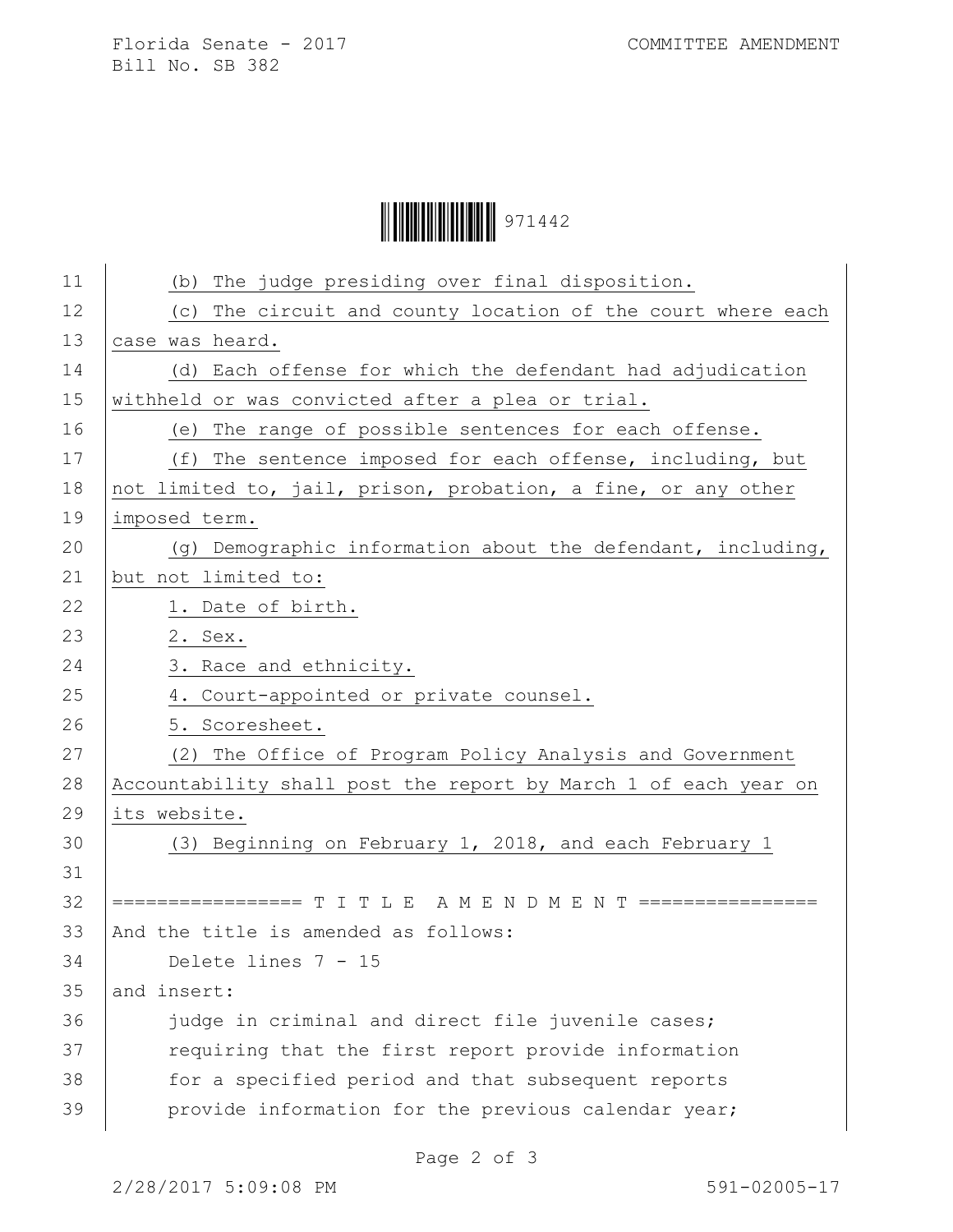(b) The judge presiding over final disposition.

(c) The circuit and county location of the court where each case was heard.

(d) Each offense for which the defendant had adjudication withheld or was convicted after a plea or trial.

(e) The range of possible sentences for each offense.

(f) The sentence imposed for each offense, including, but not limited to, jail, prison, probation, a fine, or any other imposed term.

(g) Demographic information about the defendant, including, but not limited to:

1. Date of birth.
2. Sex.
3. Race and ethnicity.
4. Court-appointed or private counsel.
5. Scoresheet.

(2) The Office of Program Policy Analysis and Government Accountability shall post the report by March 1 of each year on its website.

(3) Beginning on February 1, 2018, and each February 1

================= T I T L E A M E N D M E N T ================

And the title is amended as follows:

Delete lines 7 - 15

and insert:

judge in criminal and direct file juvenile cases; requiring that the first report provide information for a specified period and that subsequent reports provide information for the previous calendar year;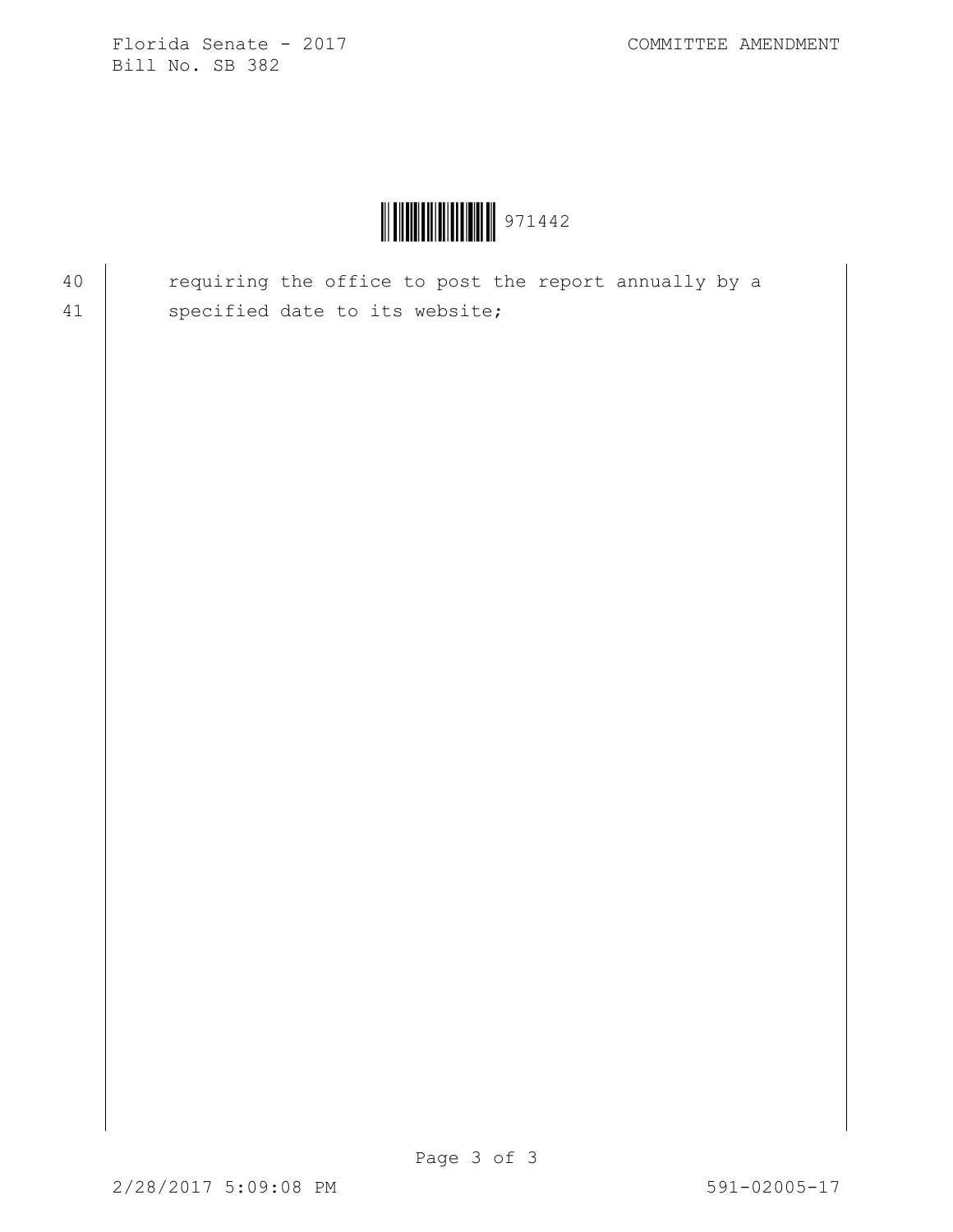40 requiring the office to post the report annually by a
41 specified date to its website;